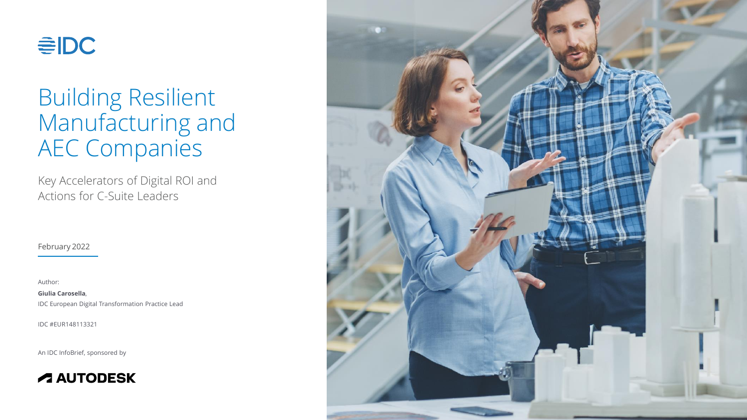IDC

# Building Resilient Manufacturing and AEC Companies

## Key Accelerators of Digital ROI and Actions for C-Suite Leaders

February 2022

Author:

**Giulia Carosella**,
IDC European Digital Transformation Practice Lead

IDC #EUR148113321

An IDC InfoBrief, sponsored by

AUTODESK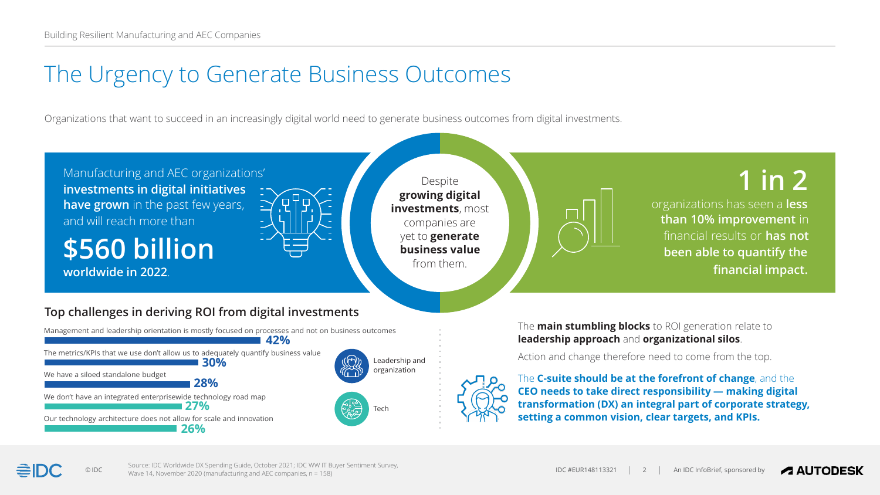# The Urgency to Generate Business Outcomes

Organizations that want to succeed in an increasingly digital world need to generate business outcomes from digital investments.

Manufacturing and AEC organizations' **investments in digital initiatives have grown** in the past few years, and will reach more than

**$560 billion**

**worldwide in 2022**.

Despite **growing digital investments**, most companies are yet to **generate business value** from them.

**1 in 2**

organizations has seen a **less than 10% improvement** in financial results or **has not been able to quantify the financial impact.**

## Top challenges in deriving ROI from digital investments

Management and leadership orientation is mostly focused on processes and not on business outcomes
42%

The metrics/KPIs that we use don't allow us to adequately quantify business value
30%

We have a siloed standalone budget
28%

We don't have an integrated enterprisewide technology road map
27%

Our technology architecture does not allow for scale and innovation
26%

Leadership and organization

Tech

The **main stumbling blocks** to ROI generation relate to **leadership approach** and **organizational silos**.

Action and change therefore need to come from the top.

The **C-suite should be at the forefront of change**, and the **CEO needs to take direct responsibility — making digital transformation (DX) an integral part of corporate strategy, setting a common vision, clear targets, and KPIs.**

Source: IDC Worldwide DX Spending Guide, October 2021; IDC WW IT Buyer Sentiment Survey, Wave 14, November 2020 (manufacturing and AEC companies, n = 158)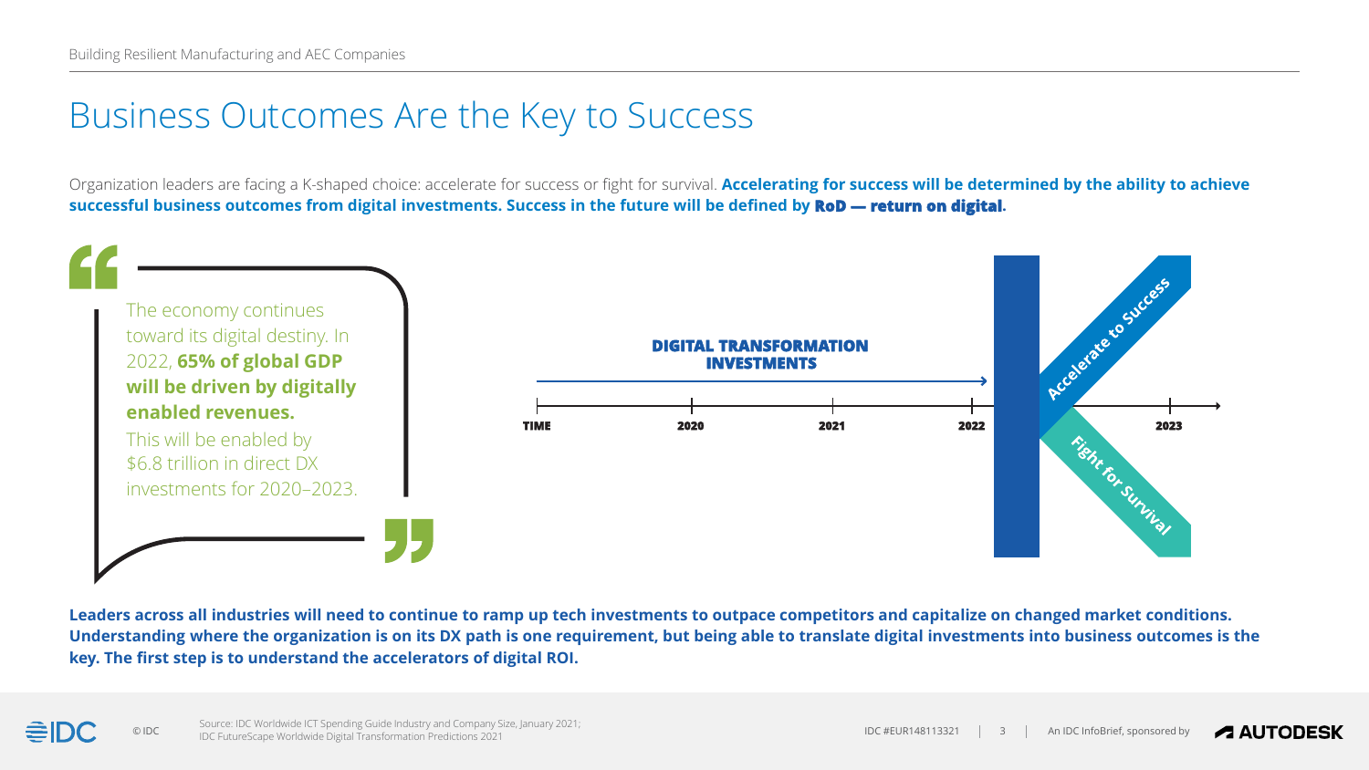# Business Outcomes Are the Key to Success

Organization leaders are facing a K-shaped choice: accelerate for success or fight for survival. **Accelerating for success will be determined by the ability to achieve successful business outcomes from digital investments. Success in the future will be defined by RoD — return on digital.**

> The economy continues toward its digital destiny. In 2022, **65% of global GDP will be driven by digitally enabled revenues.** This will be enabled by $6.8 trillion in direct DX investments for 2020–2023.

DIGITAL TRANSFORMATION INVESTMENTS

TIME

2020

2021

2022

2023

Accelerate to Success

Fight for Survival

**Leaders across all industries will need to continue to ramp up tech investments to outpace competitors and capitalize on changed market conditions. Understanding where the organization is on its DX path is one requirement, but being able to translate digital investments into business outcomes is the key. The first step is to understand the accelerators of digital ROI.**

Source: IDC Worldwide ICT Spending Guide Industry and Company Size, January 2021; IDC FutureScape Worldwide Digital Transformation Predictions 2021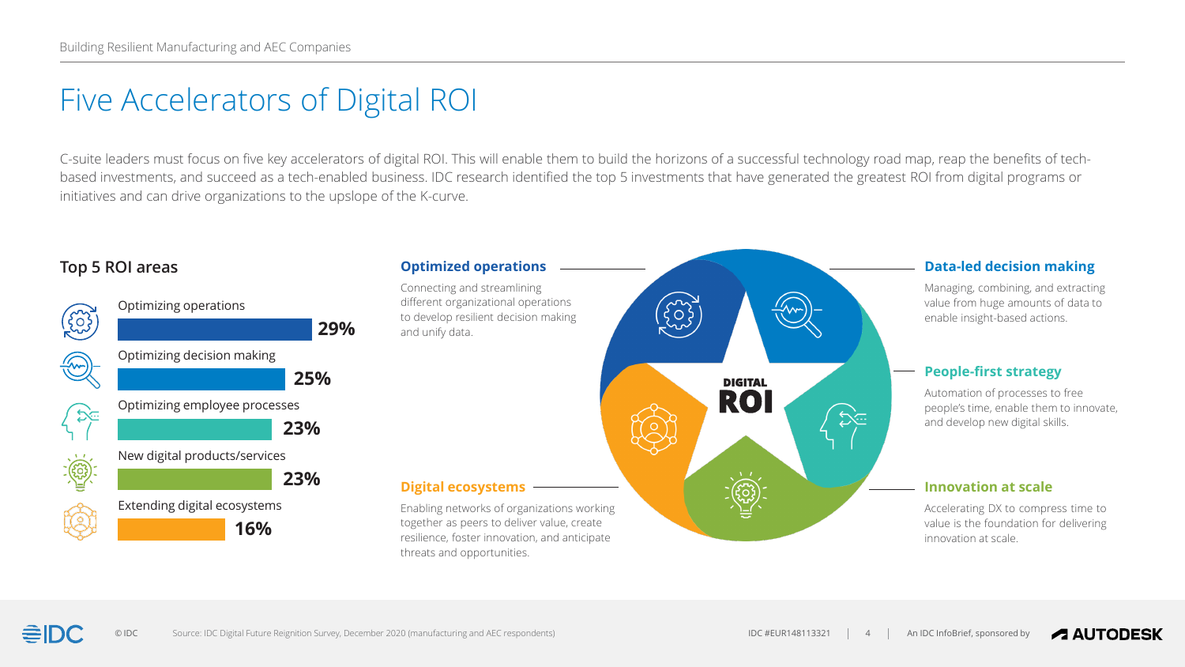# Five Accelerators of Digital ROI

C-suite leaders must focus on five key accelerators of digital ROI. This will enable them to build the horizons of a successful technology road map, reap the benefits of tech-based investments, and succeed as a tech-enabled business. IDC research identified the top 5 investments that have generated the greatest ROI from digital programs or initiatives and can drive organizations to the upslope of the K-curve.

## Top 5 ROI areas

Optimizing operations
29%

Optimizing decision making
25%

Optimizing employee processes
23%

New digital products/services
23%

Extending digital ecosystems
16%

DIGITAL ROI

### Optimized operations

Connecting and streamlining different organizational operations to develop resilient decision making and unify data.

### Data-led decision making

Managing, combining, and extracting value from huge amounts of data to enable insight-based actions.

### People-first strategy

Automation of processes to free people's time, enable them to innovate, and develop new digital skills.

### Digital ecosystems

Enabling networks of organizations working together as peers to deliver value, create resilience, foster innovation, and anticipate threats and opportunities.

### Innovation at scale

Accelerating DX to compress time to value is the foundation for delivering innovation at scale.

Source: IDC Digital Future Reignition Survey, December 2020 (manufacturing and AEC respondents)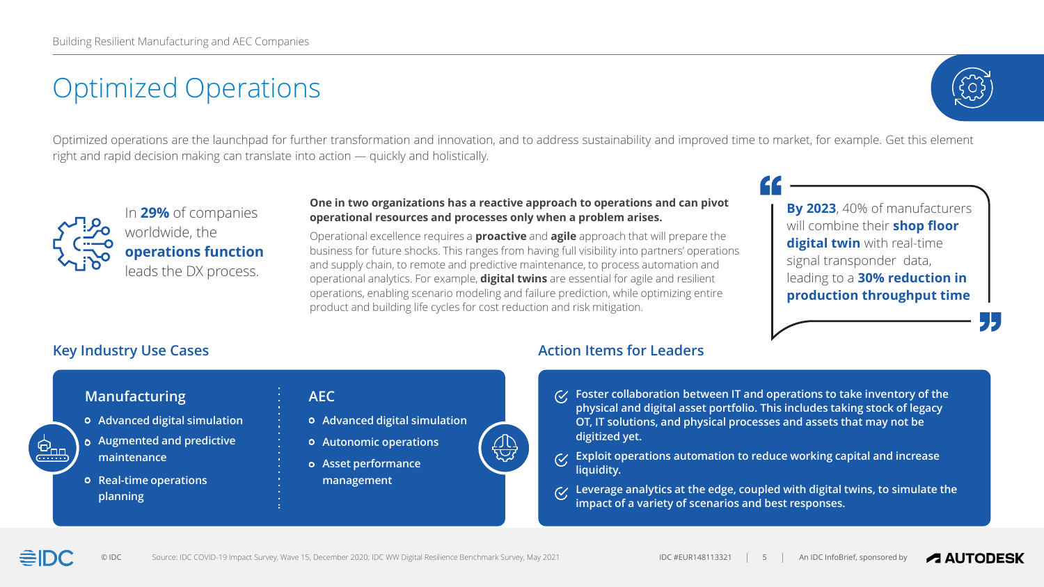# Optimized Operations

Optimized operations are the launchpad for further transformation and innovation, and to address sustainability and improved time to market, for example. Get this element right and rapid decision making can translate into action — quickly and holistically.

In **29%** of companies worldwide, the **operations function** leads the DX process.

**One in two organizations has a reactive approach to operations and can pivot operational resources and processes only when a problem arises.**

Operational excellence requires a **proactive** and **agile** approach that will prepare the business for future shocks. This ranges from having full visibility into partners' operations and supply chain, to remote and predictive maintenance, to process automation and operational analytics. For example, **digital twins** are essential for agile and resilient operations, enabling scenario modeling and failure prediction, while optimizing entire product and building life cycles for cost reduction and risk mitigation.

> **By 2023**, 40% of manufacturers will combine their **shop floor digital twin** with real-time signal transponder data, leading to a **30% reduction in production throughput time**

## Key Industry Use Cases

### Manufacturing

- Advanced digital simulation
- Augmented and predictive maintenance
- Real-time operations planning

### AEC

- Advanced digital simulation
- Autonomic operations
- Asset performance management

## Action Items for Leaders

- Foster collaboration between IT and operations to take inventory of the physical and digital asset portfolio. This includes taking stock of legacy OT, IT solutions, and physical processes and assets that may not be digitized yet.
- Exploit operations automation to reduce working capital and increase liquidity.
- Leverage analytics at the edge, coupled with digital twins, to simulate the impact of a variety of scenarios and best responses.

Source: IDC COVID-19 Impact Survey, Wave 15, December 2020; IDC WW Digital Resilience Benchmark Survey, May 2021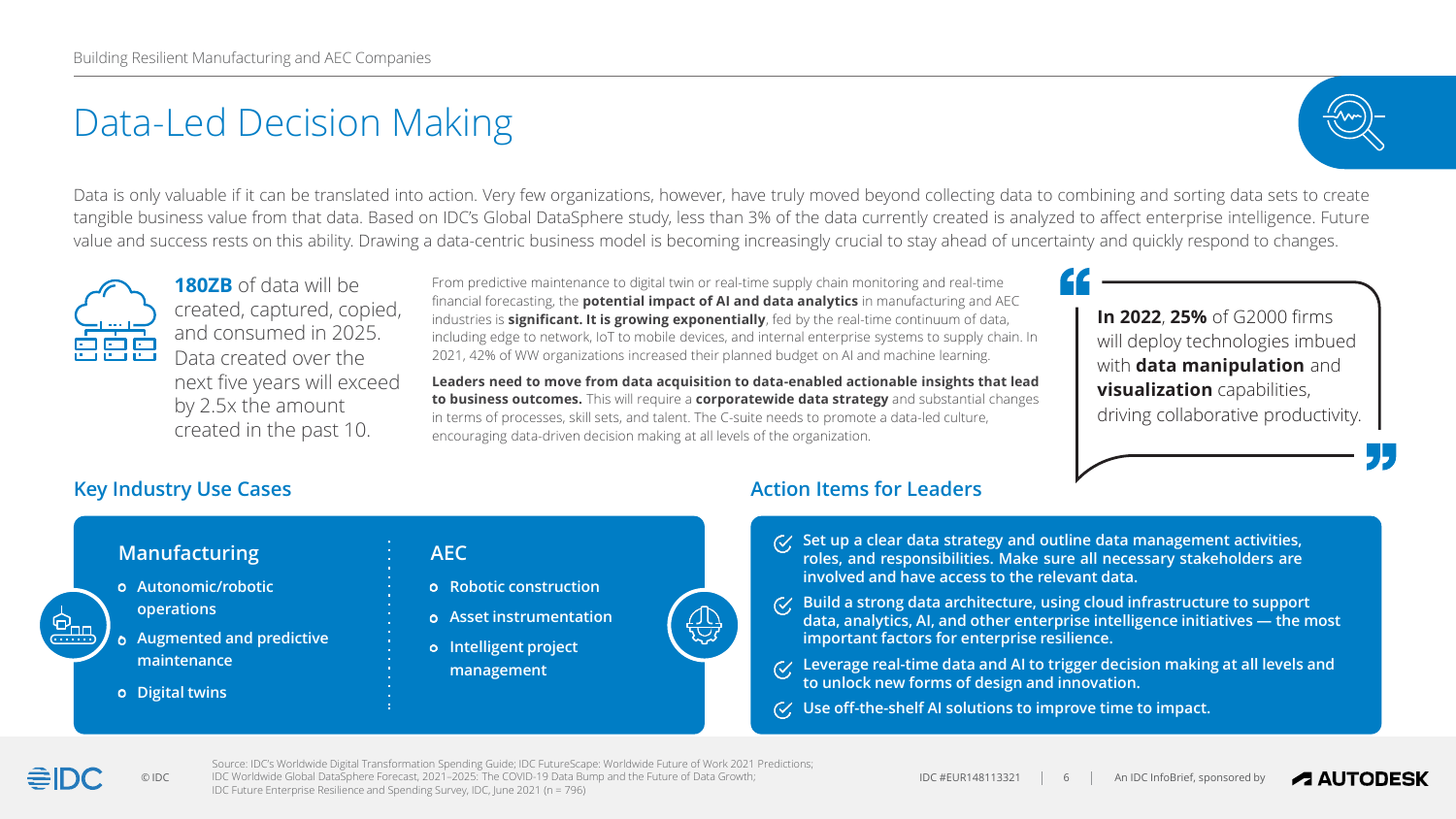# Data-Led Decision Making

Data is only valuable if it can be translated into action. Very few organizations, however, have truly moved beyond collecting data to combining and sorting data sets to create tangible business value from that data. Based on IDC's Global DataSphere study, less than 3% of the data currently created is analyzed to affect enterprise intelligence. Future value and success rests on this ability. Drawing a data-centric business model is becoming increasingly crucial to stay ahead of uncertainty and quickly respond to changes.

**180ZB** of data will be created, captured, copied, and consumed in 2025. Data created over the next five years will exceed by 2.5x the amount created in the past 10.

From predictive maintenance to digital twin or real-time supply chain monitoring and real-time financial forecasting, the **potential impact of AI and data analytics** in manufacturing and AEC industries is **significant. It is growing exponentially**, fed by the real-time continuum of data, including edge to network, IoT to mobile devices, and internal enterprise systems to supply chain. In 2021, 42% of WW organizations increased their planned budget on AI and machine learning.

**Leaders need to move from data acquisition to data-enabled actionable insights that lead to business outcomes.** This will require a **corporatewide data strategy** and substantial changes in terms of processes, skill sets, and talent. The C-suite needs to promote a data-led culture, encouraging data-driven decision making at all levels of the organization.

> **In 2022**, **25%** of G2000 firms will deploy technologies imbued with **data manipulation** and **visualization** capabilities, driving collaborative productivity.

## Key Industry Use Cases

### Manufacturing

- Autonomic/robotic operations
- Augmented and predictive maintenance
- Digital twins

### AEC

- Robotic construction
- Asset instrumentation
- Intelligent project management

## Action Items for Leaders

- Set up a clear data strategy and outline data management activities, roles, and responsibilities. Make sure all necessary stakeholders are involved and have access to the relevant data.
- Build a strong data architecture, using cloud infrastructure to support data, analytics, AI, and other enterprise intelligence initiatives — the most important factors for enterprise resilience.
- Leverage real-time data and AI to trigger decision making at all levels and to unlock new forms of design and innovation.
- Use off-the-shelf AI solutions to improve time to impact.

Source: IDC's Worldwide Digital Transformation Spending Guide; IDC FutureScape: Worldwide Future of Work 2021 Predictions; IDC Worldwide Global DataSphere Forecast, 2021–2025: The COVID-19 Data Bump and the Future of Data Growth; IDC Future Enterprise Resilience and Spending Survey, IDC, June 2021 (n = 796)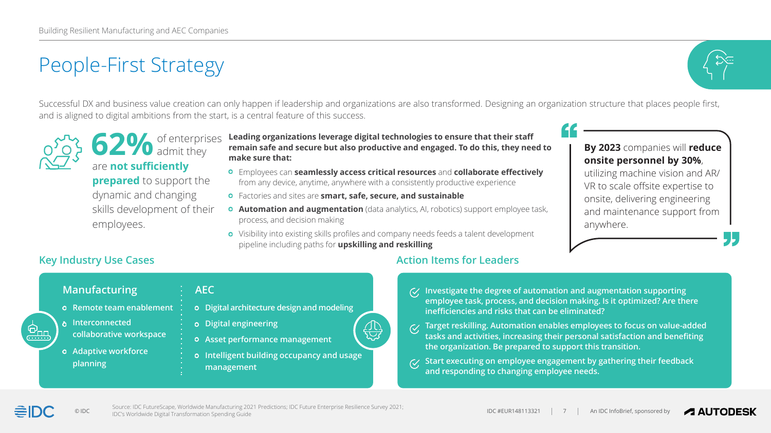# People-First Strategy

Successful DX and business value creation can only happen if leadership and organizations are also transformed. Designing an organization structure that places people first, and is aligned to digital ambitions from the start, is a central feature of this success.

**62%** of enterprises admit they are **not sufficiently prepared** to support the dynamic and changing skills development of their employees.

**Leading organizations leverage digital technologies to ensure that their staff remain safe and secure but also productive and engaged. To do this, they need to make sure that:**

- Employees can **seamlessly access critical resources** and **collaborate effectively** from any device, anytime, anywhere with a consistently productive experience
- Factories and sites are **smart, safe, secure, and sustainable**
- **Automation and augmentation** (data analytics, AI, robotics) support employee task, process, and decision making
- Visibility into existing skills profiles and company needs feeds a talent development pipeline including paths for **upskilling and reskilling**

> **By 2023** companies will **reduce onsite personnel by 30%**, utilizing machine vision and AR/VR to scale offsite expertise to onsite, delivering engineering and maintenance support from anywhere.

## Key Industry Use Cases

### Manufacturing

- Remote team enablement
- Interconnected collaborative workspace
- Adaptive workforce planning

### AEC

- Digital architecture design and modeling
- Digital engineering
- Asset performance management
- Intelligent building occupancy and usage management

## Action Items for Leaders

- Investigate the degree of automation and augmentation supporting employee task, process, and decision making. Is it optimized? Are there inefficiencies and risks that can be eliminated?
- Target reskilling. Automation enables employees to focus on value-added tasks and activities, increasing their personal satisfaction and benefiting the organization. Be prepared to support this transition.
- Start executing on employee engagement by gathering their feedback and responding to changing employee needs.

Source: IDC FutureScape, Worldwide Manufacturing 2021 Predictions; IDC Future Enterprise Resilience Survey 2021; IDC's Worldwide Digital Transformation Spending Guide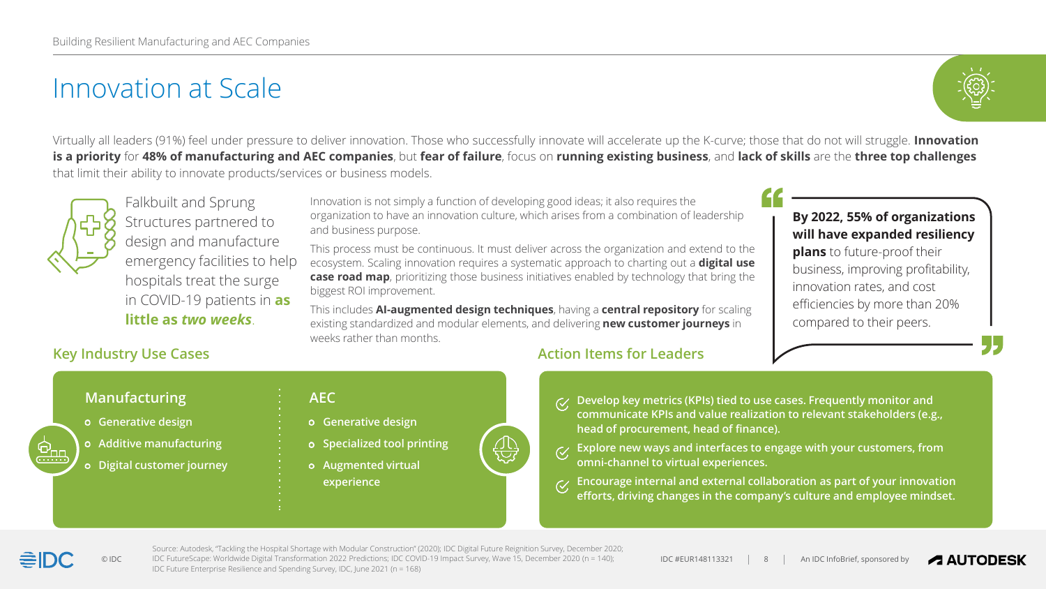# Innovation at Scale

Virtually all leaders (91%) feel under pressure to deliver innovation. Those who successfully innovate will accelerate up the K-curve; those that do not will struggle. **Innovation is a priority** for **48% of manufacturing and AEC companies**, but **fear of failure**, focus on **running existing business**, and **lack of skills** are the **three top challenges** that limit their ability to innovate products/services or business models.

Falkbuilt and Sprung Structures partnered to design and manufacture emergency facilities to help hospitals treat the surge in COVID-19 patients in **as little as *two weeks***.

Innovation is not simply a function of developing good ideas; it also requires the organization to have an innovation culture, which arises from a combination of leadership and business purpose.

This process must be continuous. It must deliver across the organization and extend to the ecosystem. Scaling innovation requires a systematic approach to charting out a **digital use case road map**, prioritizing those business initiatives enabled by technology that bring the biggest ROI improvement.

This includes **AI-augmented design techniques**, having a **central repository** for scaling existing standardized and modular elements, and delivering **new customer journeys** in weeks rather than months.

> **By 2022, 55% of organizations will have expanded resiliency plans** to future-proof their business, improving profitability, innovation rates, and cost efficiencies by more than 20% compared to their peers.

## Key Industry Use Cases

### Manufacturing

- Generative design
- Additive manufacturing
- Digital customer journey

### AEC

- Generative design
- Specialized tool printing
- Augmented virtual experience

## Action Items for Leaders

- **Develop key metrics (KPIs) tied to use cases. Frequently monitor and communicate KPIs and value realization to relevant stakeholders (e.g., head of procurement, head of finance).**
- **Explore new ways and interfaces to engage with your customers, from omni-channel to virtual experiences.**
- **Encourage internal and external collaboration as part of your innovation efforts, driving changes in the company's culture and employee mindset.**

Source: Autodesk, "Tackling the Hospital Shortage with Modular Construction" (2020); IDC Digital Future Reignition Survey, December 2020; IDC FutureScape: Worldwide Digital Transformation 2022 Predictions; IDC COVID-19 Impact Survey, Wave 15, December 2020 (n = 140); IDC Future Enterprise Resilience and Spending Survey, IDC, June 2021 (n = 168)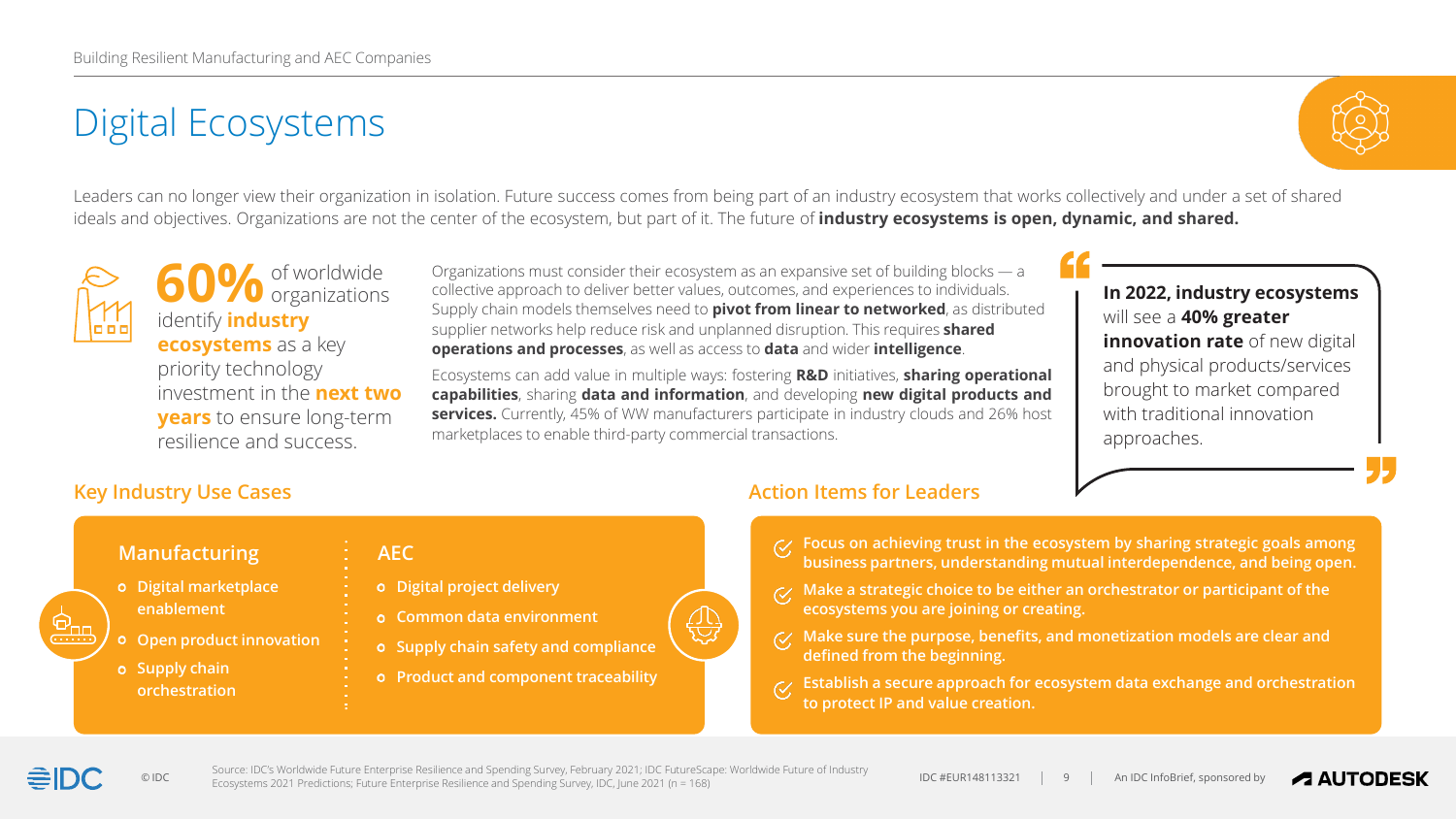# Digital Ecosystems

Leaders can no longer view their organization in isolation. Future success comes from being part of an industry ecosystem that works collectively and under a set of shared ideals and objectives. Organizations are not the center of the ecosystem, but part of it. The future of **industry ecosystems is open, dynamic, and shared.**

**60%** of worldwide organizations identify **industry ecosystems** as a key priority technology investment in the **next two years** to ensure long-term resilience and success.

Organizations must consider their ecosystem as an expansive set of building blocks — a collective approach to deliver better values, outcomes, and experiences to individuals. Supply chain models themselves need to **pivot from linear to networked**, as distributed supplier networks help reduce risk and unplanned disruption. This requires **shared operations and processes**, as well as access to **data** and wider **intelligence**.

Ecosystems can add value in multiple ways: fostering **R&D** initiatives, **sharing operational capabilities**, sharing **data and information**, and developing **new digital products and services.** Currently, 45% of WW manufacturers participate in industry clouds and 26% host marketplaces to enable third-party commercial transactions.

> **In 2022, industry ecosystems** will see a **40% greater innovation rate** of new digital and physical products/services brought to market compared with traditional innovation approaches.

## Key Industry Use Cases

### Manufacturing

- Digital marketplace enablement
- Open product innovation
- Supply chain orchestration

### AEC

- Digital project delivery
- Common data environment
- Supply chain safety and compliance
- Product and component traceability

## Action Items for Leaders

- Focus on achieving trust in the ecosystem by sharing strategic goals among business partners, understanding mutual interdependence, and being open.
- Make a strategic choice to be either an orchestrator or participant of the ecosystems you are joining or creating.
- Make sure the purpose, benefits, and monetization models are clear and defined from the beginning.
- Establish a secure approach for ecosystem data exchange and orchestration to protect IP and value creation.

Source: IDC's Worldwide Future Enterprise Resilience and Spending Survey, February 2021; IDC FutureScape: Worldwide Future of Industry Ecosystems 2021 Predictions; Future Enterprise Resilience and Spending Survey, IDC, June 2021 (n = 168)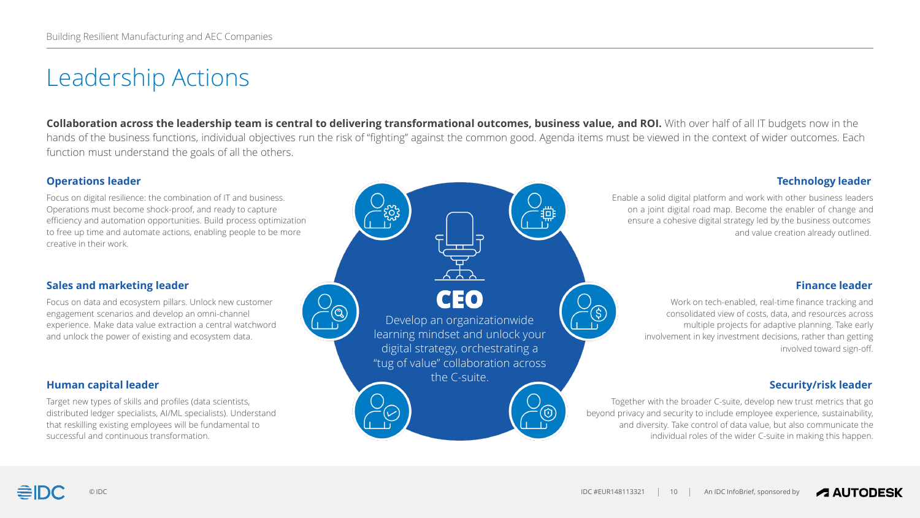# Leadership Actions

**Collaboration across the leadership team is central to delivering transformational outcomes, business value, and ROI.** With over half of all IT budgets now in the hands of the business functions, individual objectives run the risk of "fighting" against the common good. Agenda items must be viewed in the context of wider outcomes. Each function must understand the goals of all the others.

### Operations leader

Focus on digital resilience: the combination of IT and business. Operations must become shock-proof, and ready to capture efficiency and automation opportunities. Build process optimization to free up time and automate actions, enabling people to be more creative in their work.

### Sales and marketing leader

Focus on data and ecosystem pillars. Unlock new customer engagement scenarios and develop an omni-channel experience. Make data value extraction a central watchword and unlock the power of existing and ecosystem data.

### Human capital leader

Target new types of skills and profiles (data scientists, distributed ledger specialists, AI/ML specialists). Understand that reskilling existing employees will be fundamental to successful and continuous transformation.

### CEO

Develop an organizationwide learning mindset and unlock your digital strategy, orchestrating a "tug of value" collaboration across the C-suite.

### Technology leader

Enable a solid digital platform and work with other business leaders on a joint digital road map. Become the enabler of change and ensure a cohesive digital strategy led by the business outcomes and value creation already outlined.

### Finance leader

Work on tech-enabled, real-time finance tracking and consolidated view of costs, data, and resources across multiple projects for adaptive planning. Take early involvement in key investment decisions, rather than getting involved toward sign-off.

### Security/risk leader

Together with the broader C-suite, develop new trust metrics that go beyond privacy and security to include employee experience, sustainability, and diversity. Take control of data value, but also communicate the individual roles of the wider C-suite in making this happen.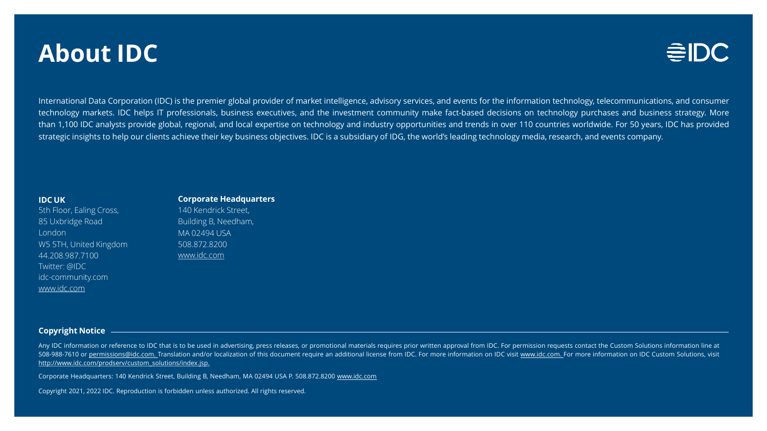# About IDC

International Data Corporation (IDC) is the premier global provider of market intelligence, advisory services, and events for the information technology, telecommunications, and consumer technology markets. IDC helps IT professionals, business executives, and the investment community make fact-based decisions on technology purchases and business strategy. More than 1,100 IDC analysts provide global, regional, and local expertise on technology and industry opportunities and trends in over 110 countries worldwide. For 50 years, IDC has provided strategic insights to help our clients achieve their key business objectives. IDC is a subsidiary of IDG, the world's leading technology media, research, and events company.

**IDC UK**
5th Floor, Ealing Cross,
85 Uxbridge Road
London
W5 5TH, United Kingdom
44.208.987.7100
Twitter: @IDC
idc-community.com
www.idc.com

**Corporate Headquarters**
140 Kendrick Street,
Building B, Needham,
MA 02494 USA
508.872.8200
www.idc.com

**Copyright Notice**

Any IDC information or reference to IDC that is to be used in advertising, press releases, or promotional materials requires prior written approval from IDC. For permission requests contact the Custom Solutions information line at 508-988-7610 or permissions@idc.com. Translation and/or localization of this document require an additional license from IDC. For more information on IDC visit www.idc.com. For more information on IDC Custom Solutions, visit http://www.idc.com/prodserv/custom_solutions/index.jsp.

Corporate Headquarters: 140 Kendrick Street, Building B, Needham, MA 02494 USA P. 508.872.8200 www.idc.com

Copyright 2021, 2022 IDC. Reproduction is forbidden unless authorized. All rights reserved.